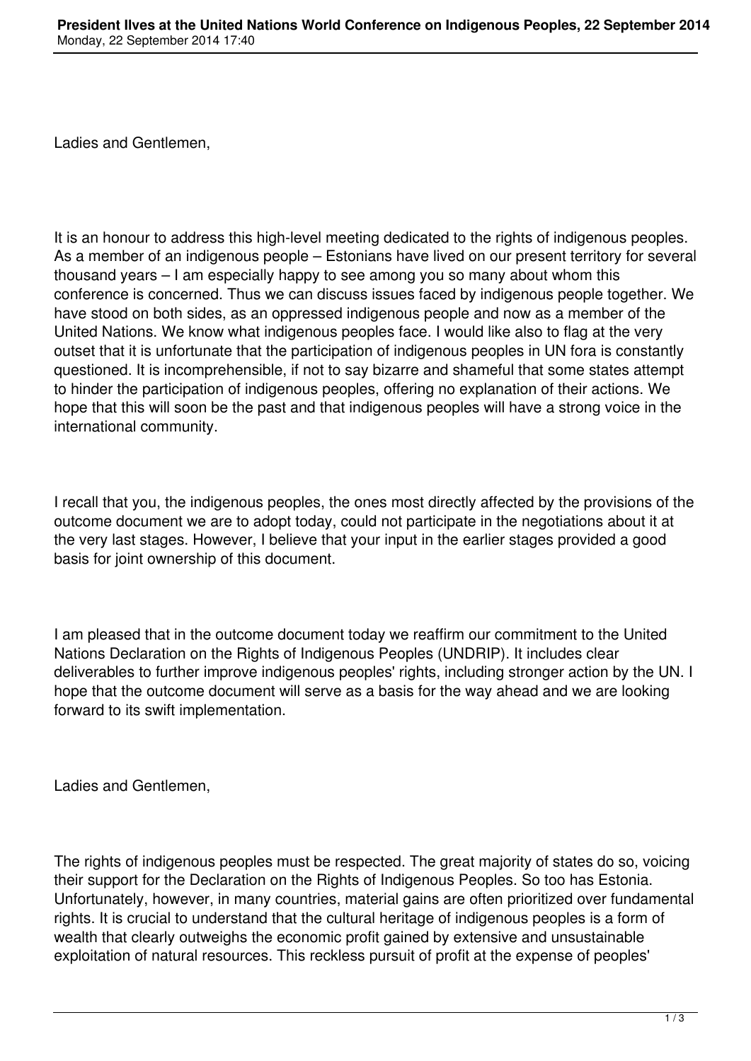Ladies and Gentlemen,

It is an honour to address this high-level meeting dedicated to the rights of indigenous peoples. As a member of an indigenous people – Estonians have lived on our present territory for several thousand years – I am especially happy to see among you so many about whom this conference is concerned. Thus we can discuss issues faced by indigenous people together. We have stood on both sides, as an oppressed indigenous people and now as a member of the United Nations. We know what indigenous peoples face. I would like also to flag at the very outset that it is unfortunate that the participation of indigenous peoples in UN fora is constantly questioned. It is incomprehensible, if not to say bizarre and shameful that some states attempt to hinder the participation of indigenous peoples, offering no explanation of their actions. We hope that this will soon be the past and that indigenous peoples will have a strong voice in the international community.

I recall that you, the indigenous peoples, the ones most directly affected by the provisions of the outcome document we are to adopt today, could not participate in the negotiations about it at the very last stages. However, I believe that your input in the earlier stages provided a good basis for joint ownership of this document.

I am pleased that in the outcome document today we reaffirm our commitment to the United Nations Declaration on the Rights of Indigenous Peoples (UNDRIP). It includes clear deliverables to further improve indigenous peoples' rights, including stronger action by the UN. I hope that the outcome document will serve as a basis for the way ahead and we are looking forward to its swift implementation.

Ladies and Gentlemen,

The rights of indigenous peoples must be respected. The great majority of states do so, voicing their support for the Declaration on the Rights of Indigenous Peoples. So too has Estonia. Unfortunately, however, in many countries, material gains are often prioritized over fundamental rights. It is crucial to understand that the cultural heritage of indigenous peoples is a form of wealth that clearly outweighs the economic profit gained by extensive and unsustainable exploitation of natural resources. This reckless pursuit of profit at the expense of peoples'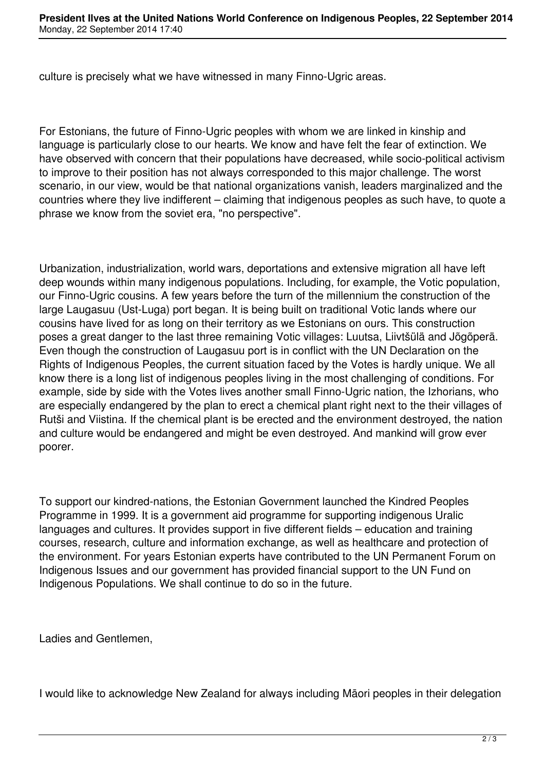culture is precisely what we have witnessed in many Finno-Ugric areas.

For Estonians, the future of Finno-Ugric peoples with whom we are linked in kinship and language is particularly close to our hearts. We know and have felt the fear of extinction. We have observed with concern that their populations have decreased, while socio-political activism to improve to their position has not always corresponded to this major challenge. The worst scenario, in our view, would be that national organizations vanish, leaders marginalized and the countries where they live indifferent – claiming that indigenous peoples as such have, to quote a phrase we know from the soviet era, "no perspective".

Urbanization, industrialization, world wars, deportations and extensive migration all have left deep wounds within many indigenous populations. Including, for example, the Votic population, our Finno-Ugric cousins. A few years before the turn of the millennium the construction of the large Laugasuu (Ust-Luga) port began. It is being built on traditional Votic lands where our cousins have lived for as long on their territory as we Estonians on ours. This construction poses a great danger to the last three remaining Votic villages: Luutsa, Liivtšülä and Jõgõperä. Even though the construction of Laugasuu port is in conflict with the UN Declaration on the Rights of Indigenous Peoples, the current situation faced by the Votes is hardly unique. We all know there is a long list of indigenous peoples living in the most challenging of conditions. For example, side by side with the Votes lives another small Finno-Ugric nation, the Izhorians, who are especially endangered by the plan to erect a chemical plant right next to the their villages of Rutši and Viistina. If the chemical plant is be erected and the environment destroyed, the nation and culture would be endangered and might be even destroyed. And mankind will grow ever poorer.

To support our kindred-nations, the Estonian Government launched the Kindred Peoples Programme in 1999. It is a government aid programme for supporting indigenous Uralic languages and cultures. It provides support in five different fields – education and training courses, research, culture and information exchange, as well as healthcare and protection of the environment. For years Estonian experts have contributed to the UN Permanent Forum on Indigenous Issues and our government has provided financial support to the UN Fund on Indigenous Populations. We shall continue to do so in the future.

Ladies and Gentlemen,

I would like to acknowledge New Zealand for always including Māori peoples in their delegation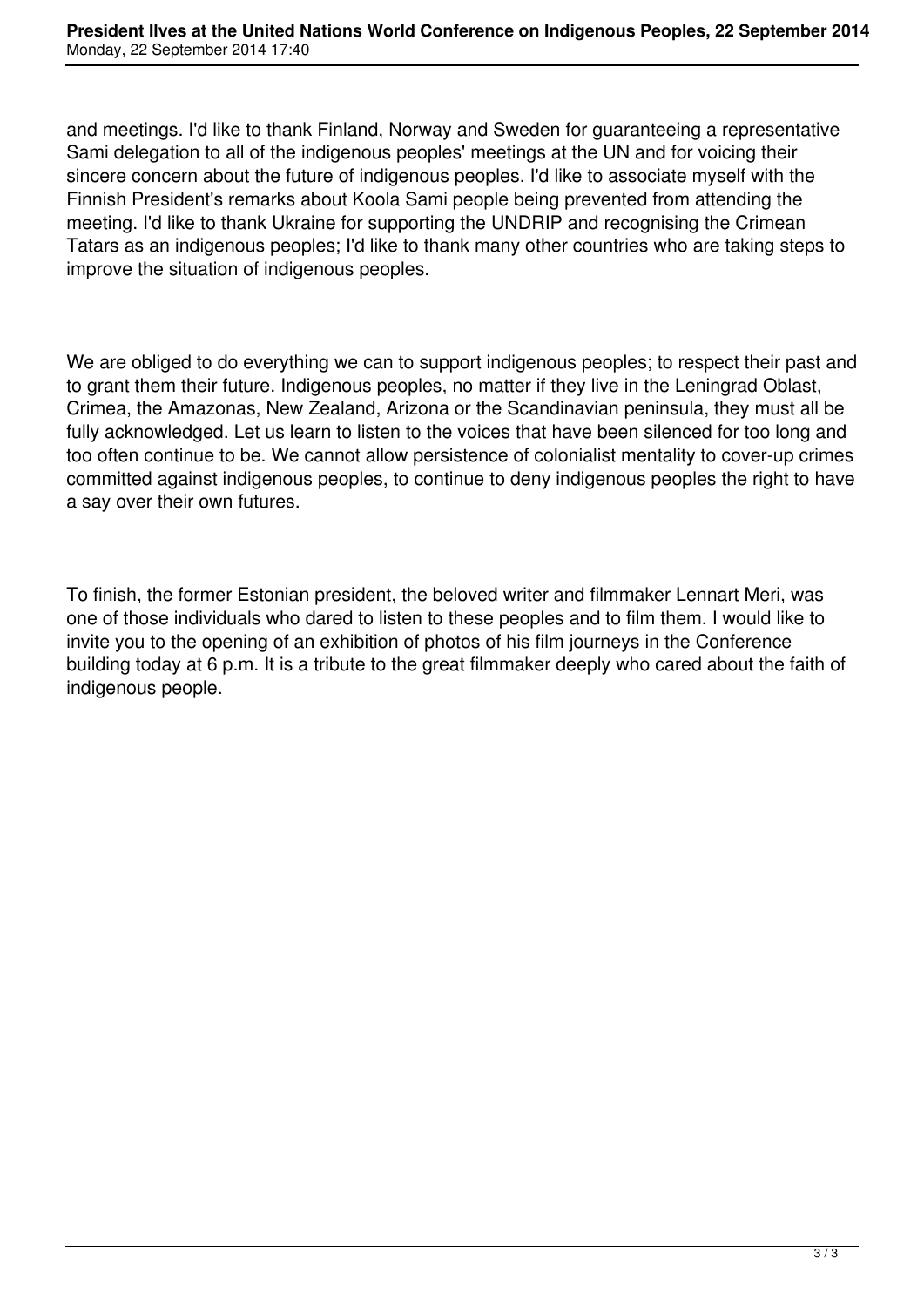and meetings. I'd like to thank Finland, Norway and Sweden for guaranteeing a representative Sami delegation to all of the indigenous peoples' meetings at the UN and for voicing their sincere concern about the future of indigenous peoples. I'd like to associate myself with the Finnish President's remarks about Koola Sami people being prevented from attending the meeting. I'd like to thank Ukraine for supporting the UNDRIP and recognising the Crimean Tatars as an indigenous peoples; I'd like to thank many other countries who are taking steps to improve the situation of indigenous peoples.

We are obliged to do everything we can to support indigenous peoples; to respect their past and to grant them their future. Indigenous peoples, no matter if they live in the Leningrad Oblast, Crimea, the Amazonas, New Zealand, Arizona or the Scandinavian peninsula, they must all be fully acknowledged. Let us learn to listen to the voices that have been silenced for too long and too often continue to be. We cannot allow persistence of colonialist mentality to cover-up crimes committed against indigenous peoples, to continue to deny indigenous peoples the right to have a say over their own futures.

To finish, the former Estonian president, the beloved writer and filmmaker Lennart Meri, was one of those individuals who dared to listen to these peoples and to film them. I would like to invite you to the opening of an exhibition of photos of his film journeys in the Conference building today at 6 p.m. It is a tribute to the great filmmaker deeply who cared about the faith of indigenous people.